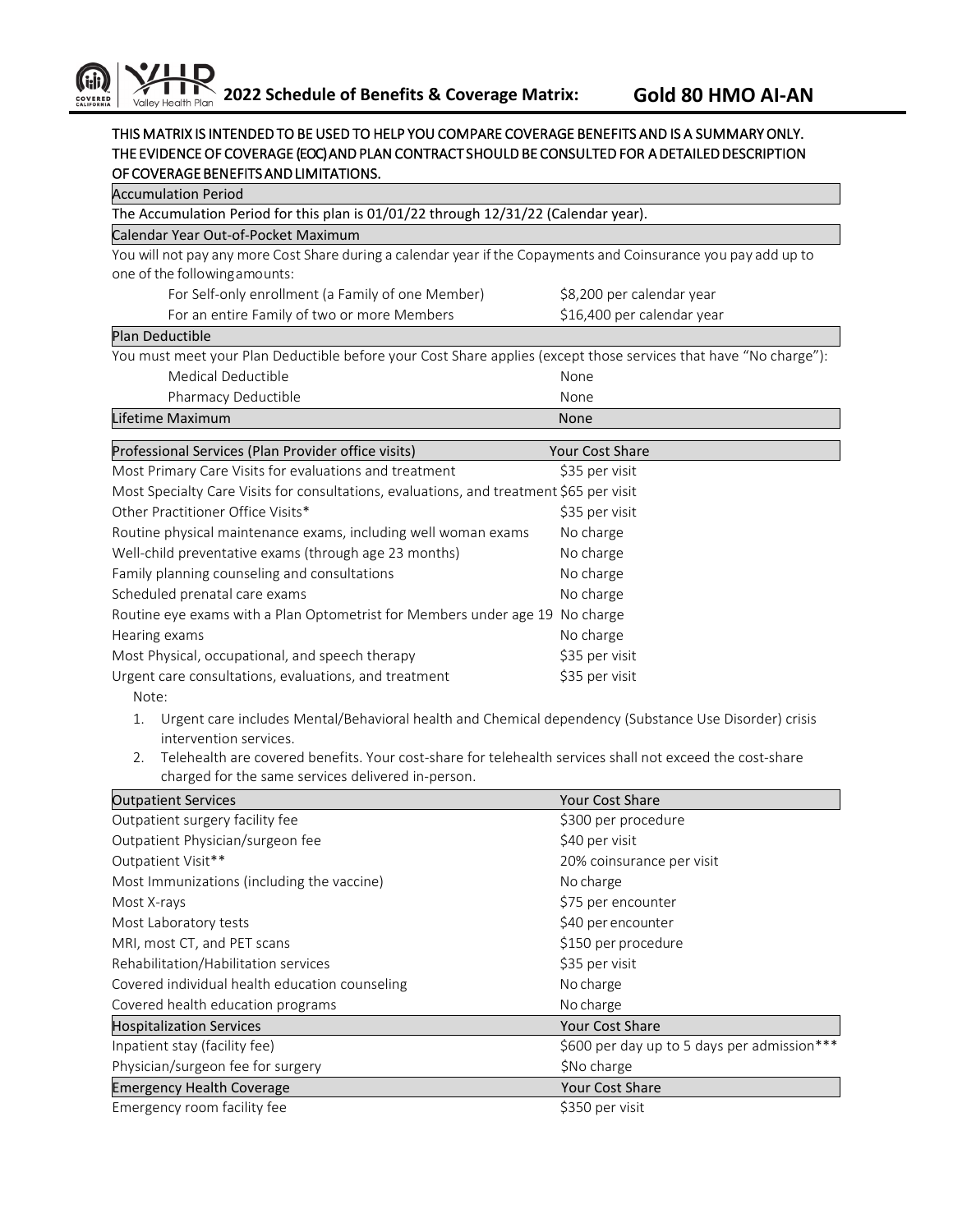# 2022 Schedule of Benefits & Coverage Matrix: Gold 80 HMO AI-AN

**THIS MATRIX IS INTENDED TO BE USED TO HELP YOU COMPARE COVERAGE BENEFITS AND IS A SUMMARY ONLY. THE EVIDENCE OF COVERAGE (EOC) AND PLAN CONTRACT SHOULD BE CONSULTED FOR A DETAILED DESCRIPTION OF COVERAGE BENEFITS AND LIMITATIONS.**

| Accumulation Period | |
|---|---|
| The Accumulation Period for this plan is 01/01/22 through 12/31/22 (Calendar year). | |

| Calendar Year Out-of-Pocket Maximum | |
|---|---|
| You will not pay any more Cost Share during a calendar year if the Copayments and Coinsurance you pay add up to one of the following amounts: | |
| For Self-only enrollment (a Family of one Member) | $8,200 per calendar year |
| For an entire Family of two or more Members | $16,400 per calendar year |

| Plan Deductible | |
|---|---|
| You must meet your Plan Deductible before your Cost Share applies (except those services that have "No charge"): | |
| Medical Deductible | None |
| Pharmacy Deductible | None |
| Lifetime Maximum | None |

| Professional Services (Plan Provider office visits) | Your Cost Share |
|---|---|
| Most Primary Care Visits for evaluations and treatment | $35 per visit |
| Most Specialty Care Visits for consultations, evaluations, and treatment | $65 per visit |
| Other Practitioner Office Visits* | $35 per visit |
| Routine physical maintenance exams, including well woman exams | No charge |
| Well-child preventative exams (through age 23 months) | No charge |
| Family planning counseling and consultations | No charge |
| Scheduled prenatal care exams | No charge |
| Routine eye exams with a Plan Optometrist for Members under age 19 | No charge |
| Hearing exams | No charge |
| Most Physical, occupational, and speech therapy | $35 per visit |
| Urgent care consultations, evaluations, and treatment | $35 per visit |

Note:

1. Urgent care includes Mental/Behavioral health and Chemical dependency (Substance Use Disorder) crisis intervention services.
2. Telehealth are covered benefits. Your cost-share for telehealth services shall not exceed the cost-share charged for the same services delivered in-person.

| Outpatient Services | Your Cost Share |
|---|---|
| Outpatient surgery facility fee | $300 per procedure |
| Outpatient Physician/surgeon fee | $40 per visit |
| Outpatient Visit** | 20% coinsurance per visit |
| Most Immunizations (including the vaccine) | No charge |
| Most X-rays | $75 per encounter |
| Most Laboratory tests | $40 per encounter |
| MRI, most CT, and PET scans | $150 per procedure |
| Rehabilitation/Habilitation services | $35 per visit |
| Covered individual health education counseling | No charge |
| Covered health education programs | No charge |

| Hospitalization Services | Your Cost Share |
|---|---|
| Inpatient stay (facility fee) | $600 per day up to 5 days per admission*** |
| Physician/surgeon fee for surgery | $No charge |

| Emergency Health Coverage | Your Cost Share |
|---|---|
| Emergency room facility fee | $350 per visit |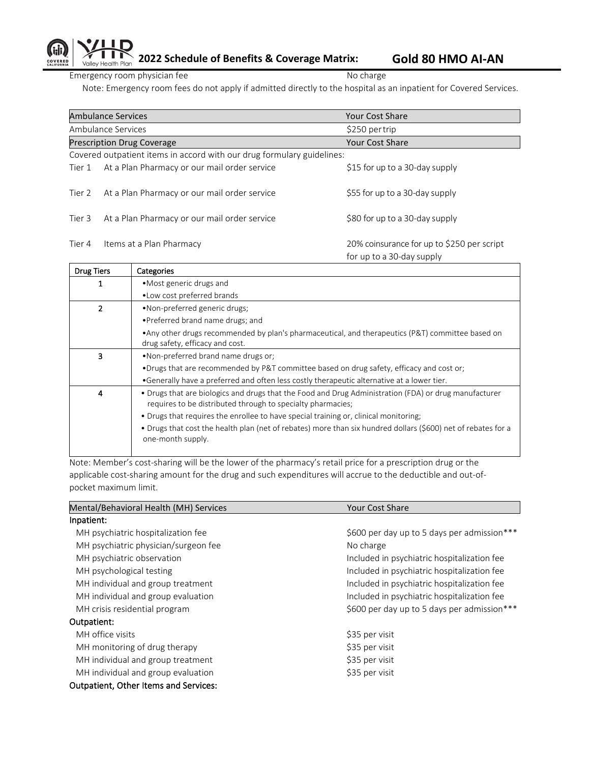| | Your Cost Share |
|---|---|
| Emergency room physician fee | No charge |

Note: Emergency room fees do not apply if admitted directly to the hospital as an inpatient for Covered Services.

| Ambulance Services | Your Cost Share |
|---|---|
| Ambulance Services | $250 per trip |

| Prescription Drug Coverage | Your Cost Share |
|---|---|
| Covered outpatient items in accord with our drug formulary guidelines: | |
| Tier 1 At a Plan Pharmacy or our mail order service | $15 for up to a 30-day supply |
| Tier 2 At a Plan Pharmacy or our mail order service | $55 for up to a 30-day supply |
| Tier 3 At a Plan Pharmacy or our mail order service | $80 for up to a 30-day supply |
| Tier 4 Items at a Plan Pharmacy | 20% coinsurance for up to $250 per script for up to a 30-day supply |

| Drug Tiers | Categories |
|---|---|
| 1 | •Most generic drugs and<br>•Low cost preferred brands |
| 2 | •Non-preferred generic drugs;<br>•Preferred brand name drugs; and<br>•Any other drugs recommended by plan's pharmaceutical, and therapeutics (P&T) committee based on drug safety, efficacy and cost. |
| 3 | •Non-preferred brand name drugs or;<br>•Drugs that are recommended by P&T committee based on drug safety, efficacy and cost or;<br>•Generally have a preferred and often less costly therapeutic alternative at a lower tier. |
| 4 | • Drugs that are biologics and drugs that the Food and Drug Administration (FDA) or drug manufacturer requires to be distributed through to specialty pharmacies;<br>• Drugs that requires the enrollee to have special training or, clinical monitoring;<br>• Drugs that cost the health plan (net of rebates) more than six hundred dollars ($600) net of rebates for a one-month supply. |

Note: Member's cost-sharing will be the lower of the pharmacy's retail price for a prescription drug or the applicable cost-sharing amount for the drug and such expenditures will accrue to the deductible and out-of-pocket maximum limit.

| Mental/Behavioral Health (MH) Services | Your Cost Share |
|---|---|
| **Inpatient:** | |
| MH psychiatric hospitalization fee | $600 per day up to 5 days per admission*** |
| MH psychiatric physician/surgeon fee | No charge |
| MH psychiatric observation | Included in psychiatric hospitalization fee |
| MH psychological testing | Included in psychiatric hospitalization fee |
| MH individual and group treatment | Included in psychiatric hospitalization fee |
| MH individual and group evaluation | Included in psychiatric hospitalization fee |
| MH crisis residential program | $600 per day up to 5 days per admission*** |
| **Outpatient:** | |
| MH office visits | $35 per visit |
| MH monitoring of drug therapy | $35 per visit |
| MH individual and group treatment | $35 per visit |
| MH individual and group evaluation | $35 per visit |
| **Outpatient, Other Items and Services:** | |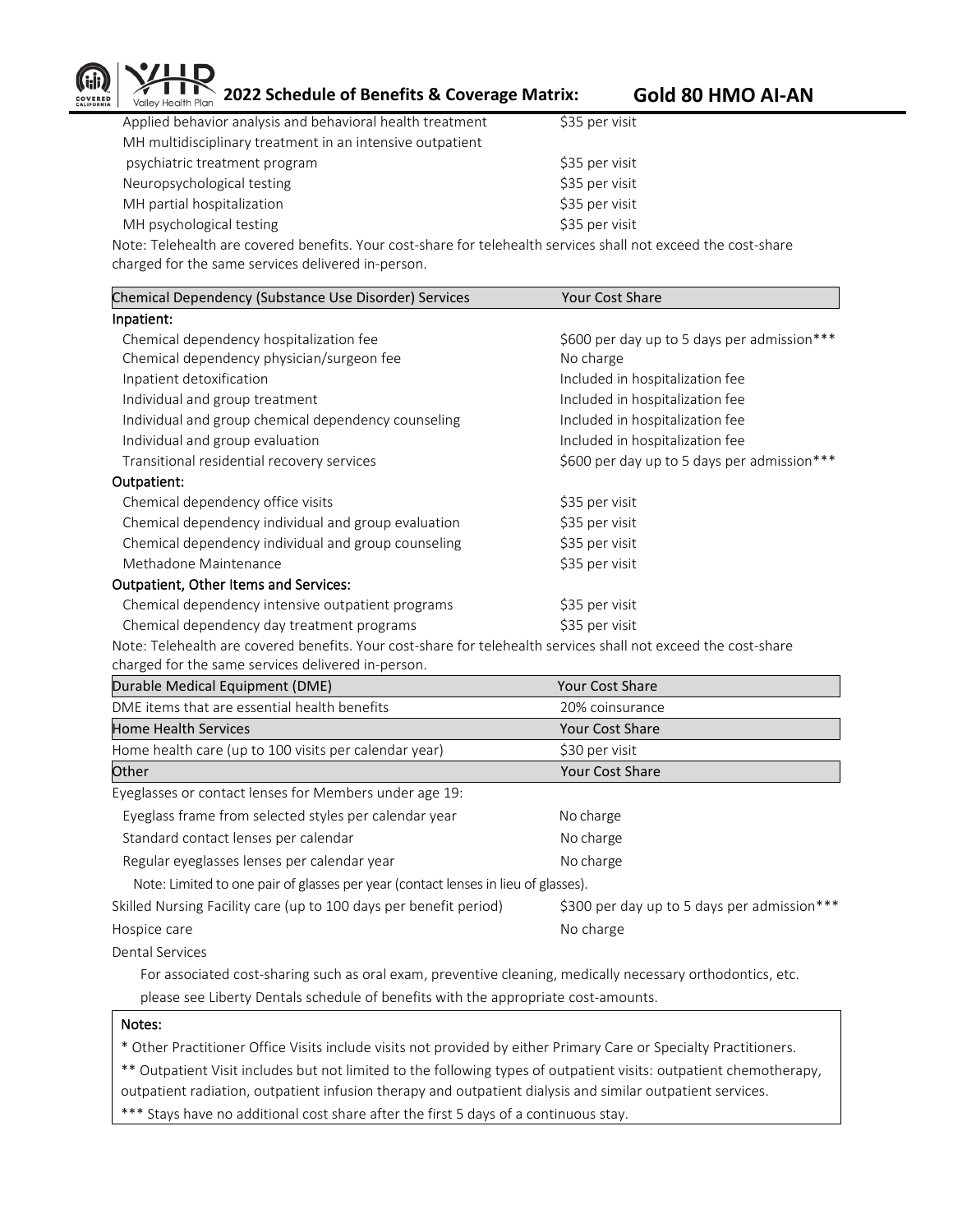| | |
|---|---|
| Applied behavior analysis and behavioral health treatment | $35 per visit |
| MH multidisciplinary treatment in an intensive outpatient psychiatric treatment program | $35 per visit |
| Neuropsychological testing | $35 per visit |
| MH partial hospitalization | $35 per visit |
| MH psychological testing | $35 per visit |

Note: Telehealth are covered benefits. Your cost-share for telehealth services shall not exceed the cost-share charged for the same services delivered in-person.

| Chemical Dependency (Substance Use Disorder) Services | Your Cost Share |
|---|---|
| **Inpatient:** | |
| Chemical dependency hospitalization fee | $600 per day up to 5 days per admission*** |
| Chemical dependency physician/surgeon fee | No charge |
| Inpatient detoxification | Included in hospitalization fee |
| Individual and group treatment | Included in hospitalization fee |
| Individual and group chemical dependency counseling | Included in hospitalization fee |
| Individual and group evaluation | Included in hospitalization fee |
| Transitional residential recovery services | $600 per day up to 5 days per admission*** |
| **Outpatient:** | |
| Chemical dependency office visits | $35 per visit |
| Chemical dependency individual and group evaluation | $35 per visit |
| Chemical dependency individual and group counseling | $35 per visit |
| Methadone Maintenance | $35 per visit |
| **Outpatient, Other Items and Services:** | |
| Chemical dependency intensive outpatient programs | $35 per visit |
| Chemical dependency day treatment programs | $35 per visit |

Note: Telehealth are covered benefits. Your cost-share for telehealth services shall not exceed the cost-share charged for the same services delivered in-person.

| Durable Medical Equipment (DME) | Your Cost Share |
|---|---|
| DME items that are essential health benefits | 20% coinsurance |

| Home Health Services | Your Cost Share |
|---|---|
| Home health care (up to 100 visits per calendar year) | $30 per visit |

| Other | Your Cost Share |
|---|---|
| Eyeglasses or contact lenses for Members under age 19: | |
| Eyeglass frame from selected styles per calendar year | No charge |
| Standard contact lenses per calendar | No charge |
| Regular eyeglasses lenses per calendar year | No charge |
| Note: Limited to one pair of glasses per year (contact lenses in lieu of glasses). | |
| Skilled Nursing Facility care (up to 100 days per benefit period) | $300 per day up to 5 days per admission*** |
| Hospice care | No charge |
| Dental Services | |

For associated cost-sharing such as oral exam, preventive cleaning, medically necessary orthodontics, etc. please see Liberty Dentals schedule of benefits with the appropriate cost-amounts.

**Notes:**

\* Other Practitioner Office Visits include visits not provided by either Primary Care or Specialty Practitioners.

\** Outpatient Visit includes but not limited to the following types of outpatient visits: outpatient chemotherapy, outpatient radiation, outpatient infusion therapy and outpatient dialysis and similar outpatient services.

\*** Stays have no additional cost share after the first 5 days of a continuous stay.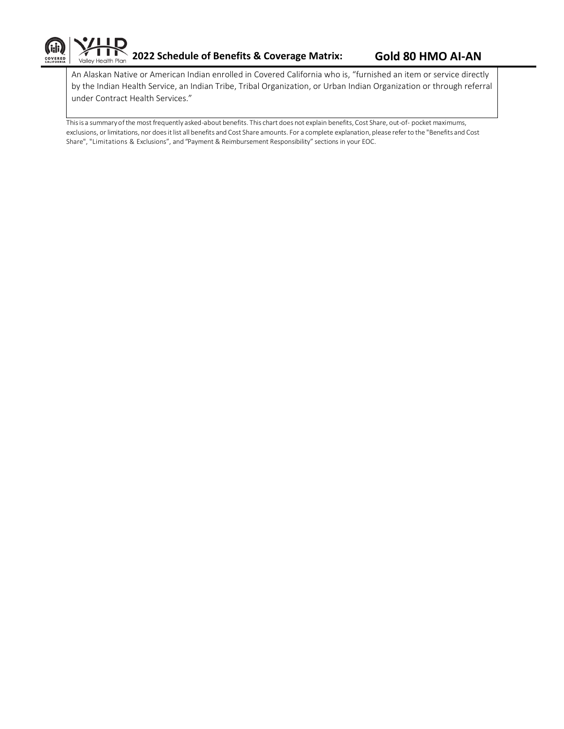An Alaskan Native or American Indian enrolled in Covered California who is, "furnished an item or service directly by the Indian Health Service, an Indian Tribe, Tribal Organization, or Urban Indian Organization or through referral under Contract Health Services."

This is a summary of the most frequently asked-about benefits. This chart does not explain benefits, Cost Share, out-of- pocket maximums, exclusions, or limitations, nor does it list all benefits and Cost Share amounts. For a complete explanation, please refer to the "Benefits and Cost Share", "Limitations & Exclusions", and "Payment & Reimbursement Responsibility" sections in your EOC.